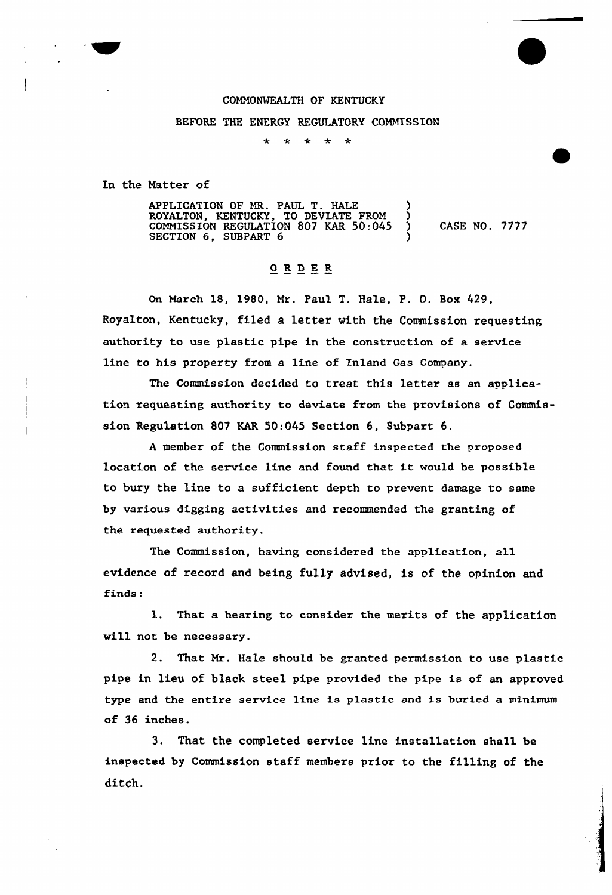COMMONWEALTH OF KENTUCKY

BEFORE THE ENERGY REGULATORY COMMISSION

\* \* \* \* \*

In the Matter of

APPLICATION OF MR. PAUL T. HALE ROYALTON, KENTUCKY, TO DEVIATE FROM COMMISSION REGULATION 807 KAR 50:045 SECTION 6, SUBPART 6 ) CASE NO. 7777

## ORDER

On March 18, 1980, Mr. Paul T. Hale, P. O. Box 429, Royalton, Kentucky, filed a letter with the Commission requesting authority to use plastic pipe in the construction of a service line to his property from a line of Inland Gas Company.

The Commission decided to treat this letter as an application requesting authority to deviate from the provisions of Commission Regulation 807 KAR 50:045 Section 6, Subpart 6.

A member of the Commission staff inspected the proposed location of the service line and found that it would be possible to bury the line to a sufficient depth to prevent damage to same by various digging activities and recommended the granting of the requested authority.

The Commission, having considered the application, all evidence of record and being fully advised, is of the opinion and finds:

1. That a hearing to consider the merits of the application will not be necessary.

2. That Mr. Hale should be granted permission to use plastic pipe in lieu of black steel pipe provided the pipe is of an approved type and the entire service line is plastic and is buried a minimum of 36 inches.

3. That the completed service line installation shall be inspected by Commission staff members prior to the filling of the ditch.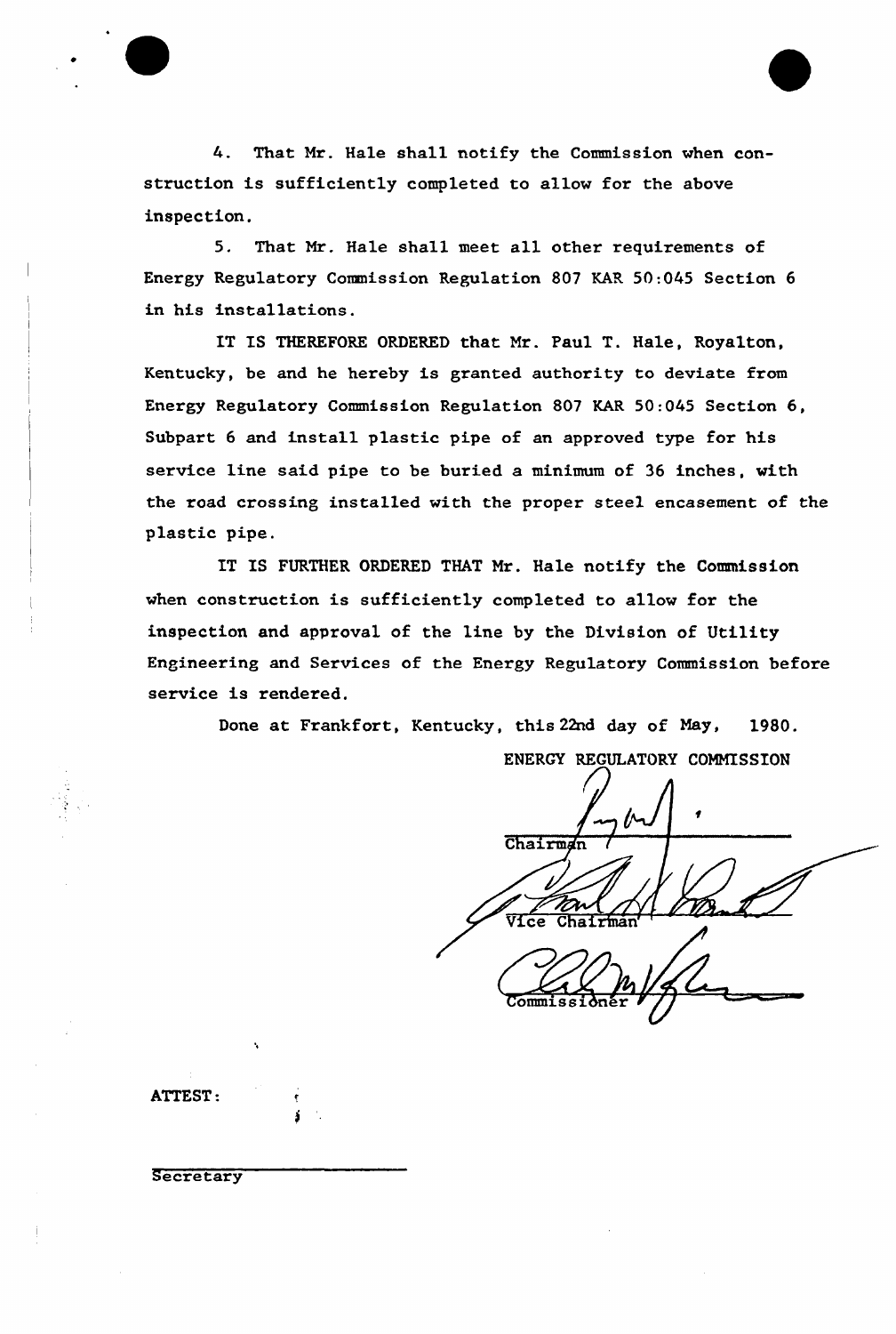4. That Mr. Hale shall notify the Commission when construction is sufficiently completed to allow for the above inspection.

5. That Mr. Hale shall meet all other requirements of Energy Regulatory Commission Regulation 807 KAR 50:045 Section 6 in his installations.

IT IS THEREFORE ORDERED that Mr. Paul T. Hale, Royalton, Kentucky, be and he hereby is granted authority to deviate from Energy Regulatory Commission Regulation 807 KAR 50:045 Section 6, Subpart 6 and install plastic pipe of an approved type for his service line said pipe to be buried a minimum of 36 inches, with the road crossing installed with the proper steel encasement of the plastic pipe.

IT IS FURTHER ORDERED THAT Mr. Hale notify the Commission when construction is sufficiently completed to allow for the inspection and approval of the line by the Division of Utility Engineering and Services of the Energy Regulatory Commission before service is rendered.

Done at Frankfort, Kentucky, this 22nd day of May, 1980.

ENERGY REGULATORY COMMISSION

Chairman

Vice Chairman

Commissioner

ATTEST:

Secretary